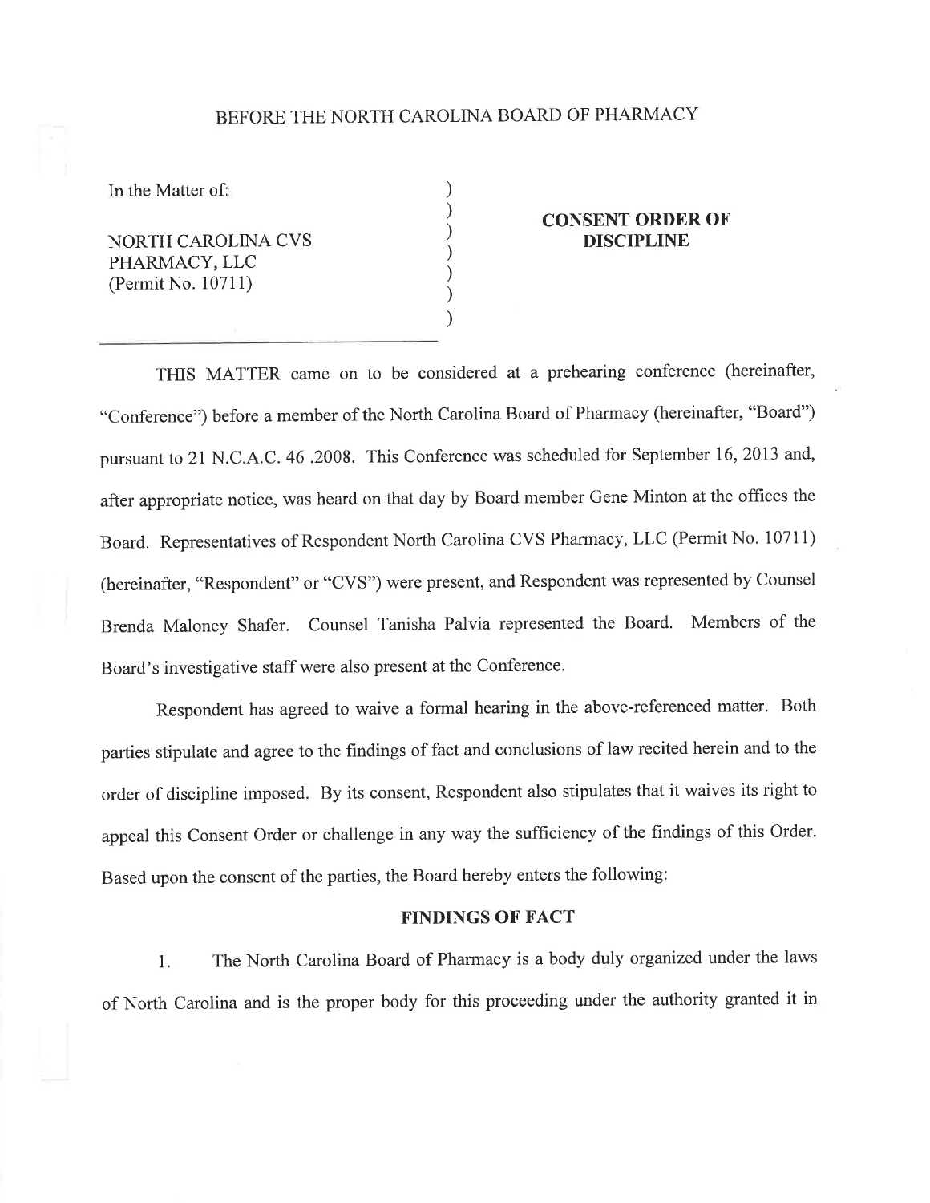BEFORE THE NORTH CAROLINA BOARD OF PHARMACY

In the Matter of:

NORTH CAROLINA CVS PHARMACY, LLC
(Permit No. 10711)

**CONSENT ORDER OF DISCIPLINE**

THIS MATTER came on to be considered at a prehearing conference (hereinafter, "Conference") before a member of the North Carolina Board of Pharmacy (hereinafter, "Board") pursuant to 21 N.C.A.C. 46 .2008. This Conference was scheduled for September 16, 2013 and, after appropriate notice, was heard on that day by Board member Gene Minton at the offices the Board. Representatives of Respondent North Carolina CVS Pharmacy, LLC (Permit No. 10711) (hereinafter, "Respondent" or "CVS") were present, and Respondent was represented by Counsel Brenda Maloney Shafer. Counsel Tanisha Palvia represented the Board. Members of the Board's investigative staff were also present at the Conference.

Respondent has agreed to waive a formal hearing in the above-referenced matter. Both parties stipulate and agree to the findings of fact and conclusions of law recited herein and to the order of discipline imposed. By its consent, Respondent also stipulates that it waives its right to appeal this Consent Order or challenge in any way the sufficiency of the findings of this Order. Based upon the consent of the parties, the Board hereby enters the following:

## FINDINGS OF FACT

1. The North Carolina Board of Pharmacy is a body duly organized under the laws of North Carolina and is the proper body for this proceeding under the authority granted it in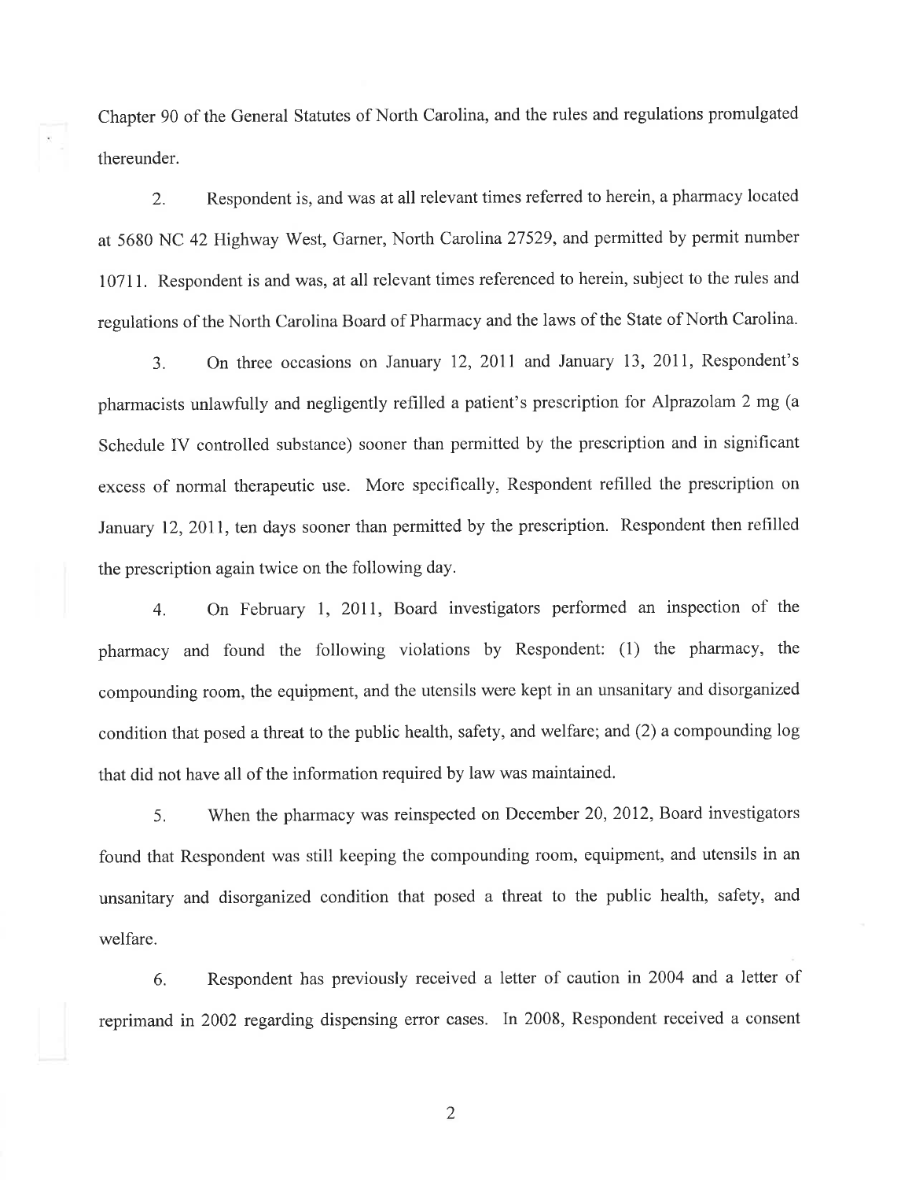Chapter 90 of the General Statutes of North Carolina, and the rules and regulations promulgated thereunder.

2. Respondent is, and was at all relevant times referred to herein, a pharmacy located at 5680 NC 42 Highway West, Garner, North Carolina 27529, and permitted by permit number 10711. Respondent is and was, at all relevant times referenced to herein, subject to the rules and regulations of the North Carolina Board of Pharmacy and the laws of the State of North Carolina.

3. On three occasions on January 12, 2011 and January 13, 2011, Respondent's pharmacists unlawfully and negligently refilled a patient's prescription for Alprazolam 2 mg (a Schedule IV controlled substance) sooner than permitted by the prescription and in significant excess of normal therapeutic use. More specifically, Respondent refilled the prescription on January 12, 2011, ten days sooner than permitted by the prescription. Respondent then refilled the prescription again twice on the following day.

4. On February 1, 2011, Board investigators performed an inspection of the pharmacy and found the following violations by Respondent: (1) the pharmacy, the compounding room, the equipment, and the utensils were kept in an unsanitary and disorganized condition that posed a threat to the public health, safety, and welfare; and (2) a compounding log that did not have all of the information required by law was maintained.

5. When the pharmacy was reinspected on December 20, 2012, Board investigators found that Respondent was still keeping the compounding room, equipment, and utensils in an unsanitary and disorganized condition that posed a threat to the public health, safety, and welfare.

6. Respondent has previously received a letter of caution in 2004 and a letter of reprimand in 2002 regarding dispensing error cases. In 2008, Respondent received a consent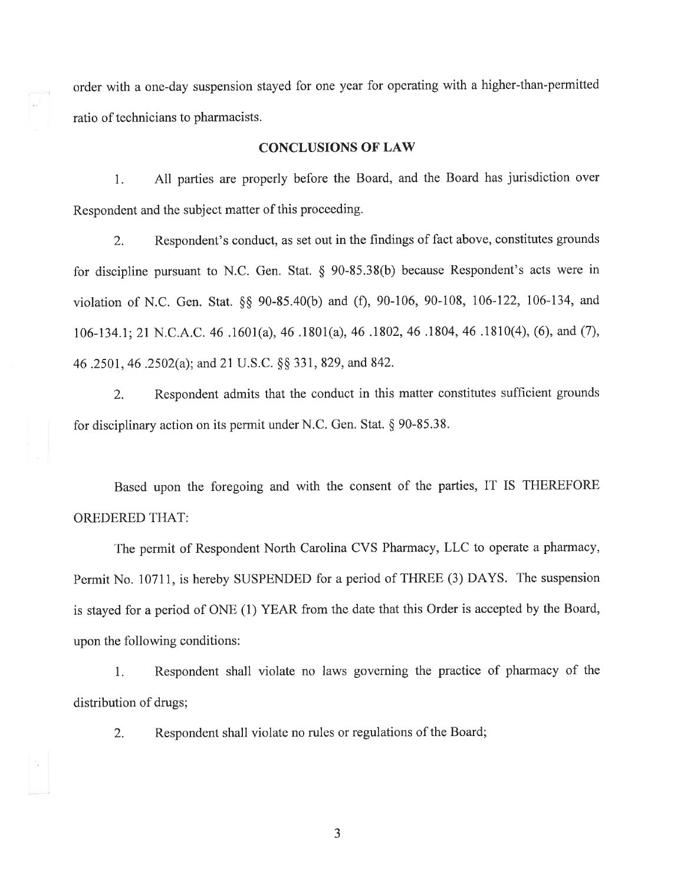order with a one-day suspension stayed for one year for operating with a higher-than-permitted ratio of technicians to pharmacists.

## CONCLUSIONS OF LAW

1. All parties are properly before the Board, and the Board has jurisdiction over Respondent and the subject matter of this proceeding.

2. Respondent's conduct, as set out in the findings of fact above, constitutes grounds for discipline pursuant to N.C. Gen. Stat. § 90-85.38(b) because Respondent's acts were in violation of N.C. Gen. Stat. §§ 90-85.40(b) and (f), 90-106, 90-108, 106-122, 106-134, and 106-134.1; 21 N.C.A.C. 46 .1601(a), 46 .1801(a), 46 .1802, 46 .1804, 46 .1810(4), (6), and (7), 46 .2501, 46 .2502(a); and 21 U.S.C. §§ 331, 829, and 842.

2. Respondent admits that the conduct in this matter constitutes sufficient grounds for disciplinary action on its permit under N.C. Gen. Stat. § 90-85.38.

Based upon the foregoing and with the consent of the parties, IT IS THEREFORE OREDERED THAT:

The permit of Respondent North Carolina CVS Pharmacy, LLC to operate a pharmacy, Permit No. 10711, is hereby SUSPENDED for a period of THREE (3) DAYS. The suspension is stayed for a period of ONE (1) YEAR from the date that this Order is accepted by the Board, upon the following conditions:

1. Respondent shall violate no laws governing the practice of pharmacy of the distribution of drugs;

2. Respondent shall violate no rules or regulations of the Board;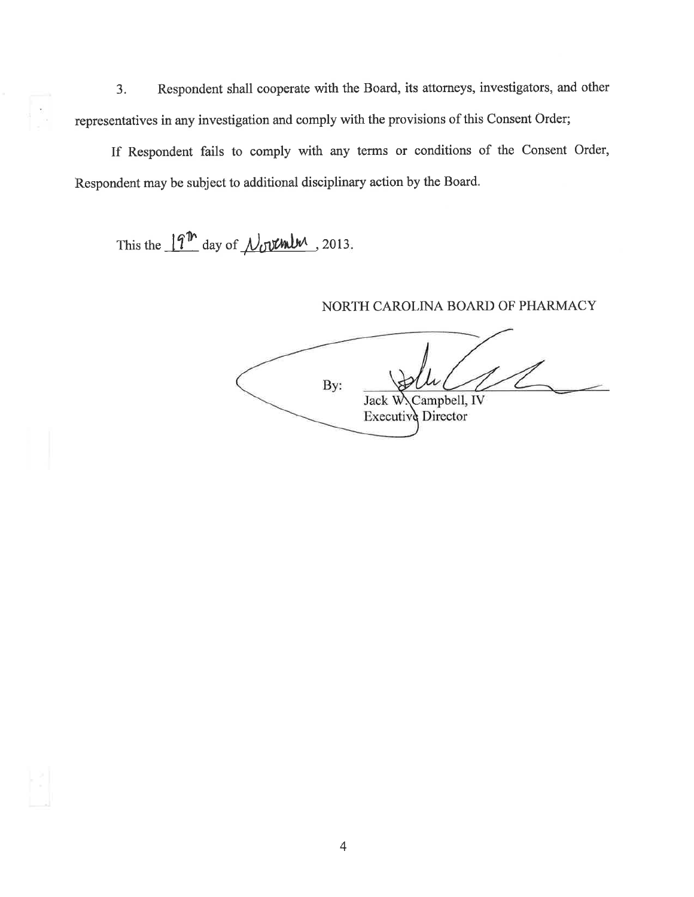3. Respondent shall cooperate with the Board, its attorneys, investigators, and other representatives in any investigation and comply with the provisions of this Consent Order;

If Respondent fails to comply with any terms or conditions of the Consent Order, Respondent may be subject to additional disciplinary action by the Board.

This the 19th day of November, 2013.

NORTH CAROLINA BOARD OF PHARMACY

By: ______________________

Jack W. Campbell, IV
Executive Director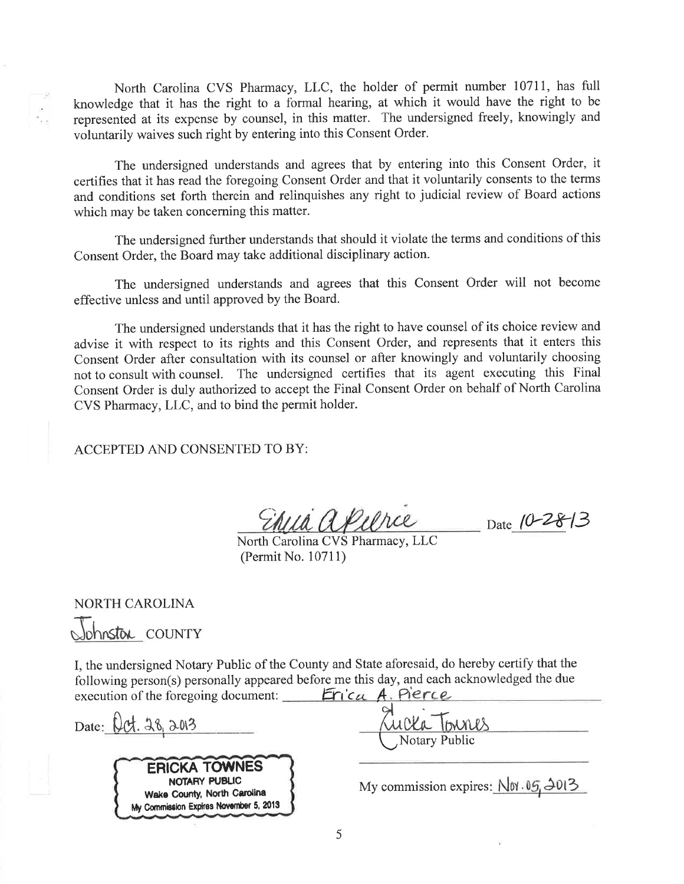North Carolina CVS Pharmacy, LLC, the holder of permit number 10711, has full knowledge that it has the right to a formal hearing, at which it would have the right to be represented at its expense by counsel, in this matter. The undersigned freely, knowingly and voluntarily waives such right by entering into this Consent Order.

The undersigned understands and agrees that by entering into this Consent Order, it certifies that it has read the foregoing Consent Order and that it voluntarily consents to the terms and conditions set forth therein and relinquishes any right to judicial review of Board actions which may be taken concerning this matter.

The undersigned further understands that should it violate the terms and conditions of this Consent Order, the Board may take additional disciplinary action.

The undersigned understands and agrees that this Consent Order will not become effective unless and until approved by the Board.

The undersigned understands that it has the right to have counsel of its choice review and advise it with respect to its rights and this Consent Order, and represents that it enters this Consent Order after consultation with its counsel or after knowingly and voluntarily choosing not to consult with counsel. The undersigned certifies that its agent executing this Final Consent Order is duly authorized to accept the Final Consent Order on behalf of North Carolina CVS Pharmacy, LLC, and to bind the permit holder.

ACCEPTED AND CONSENTED TO BY:

Erica A Pierce Date 10-28-13

North Carolina CVS Pharmacy, LLC
(Permit No. 10711)

NORTH CAROLINA

Johnston COUNTY

I, the undersigned Notary Public of the County and State aforesaid, do hereby certify that the following person(s) personally appeared before me this day, and each acknowledged the due execution of the foregoing document: Erica A. Pierce

Date: Oct. 28, 2013

Ericka Townes
Notary Public

ERICKA TOWNES
NOTARY PUBLIC
Wake County, North Carolina
My Commission Expires November 5, 2013

My commission expires: Nov. 05, 2013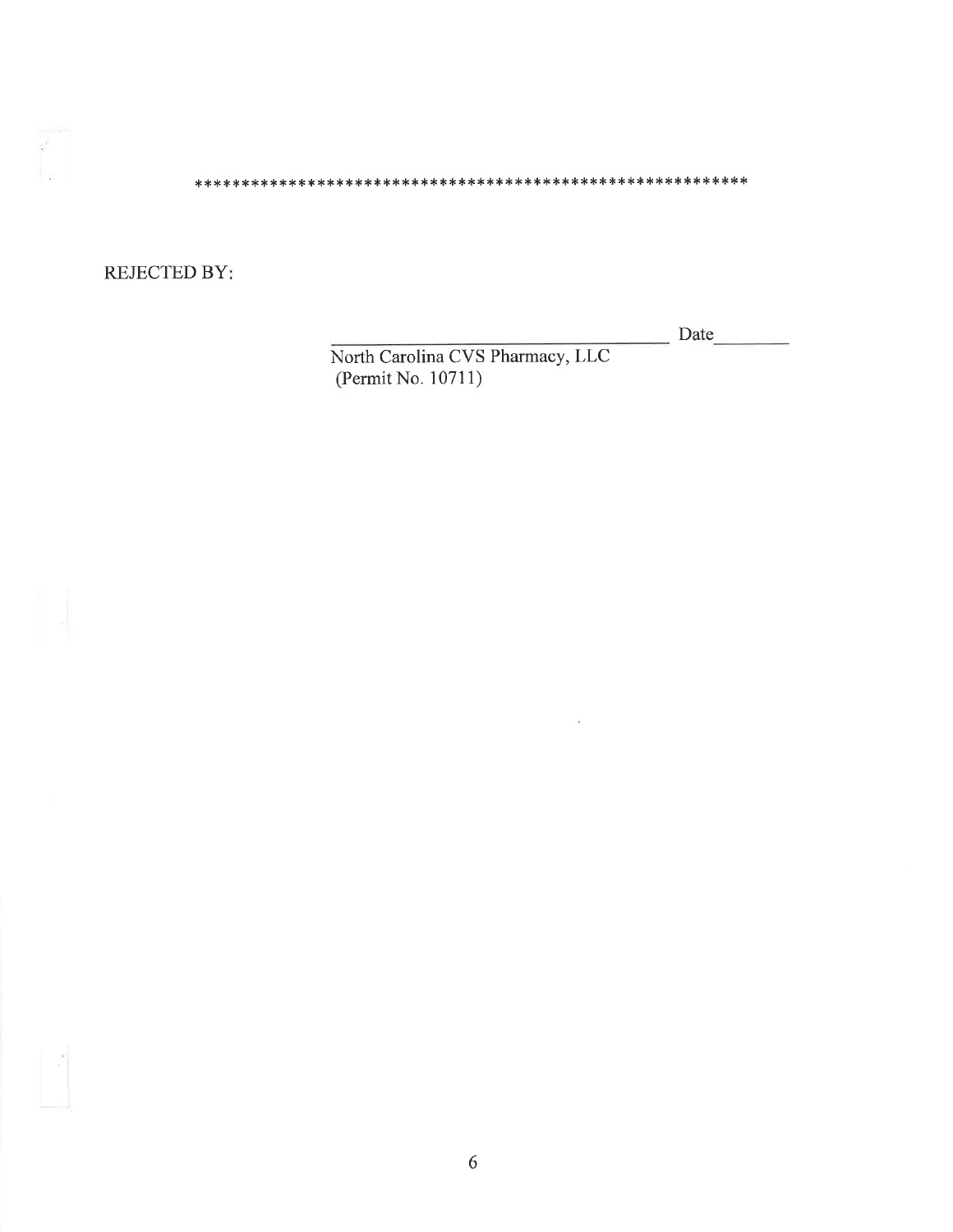************************************************************

REJECTED BY:

\_\_\_\_\_\_\_\_\_\_\_\_\_\_\_\_\_\_\_\_\_\_\_\_\_\_\_\_\_\_\_\_\_\_\_\_ Date\_\_\_\_\_\_\_\_

North Carolina CVS Pharmacy, LLC
(Permit No. 10711)